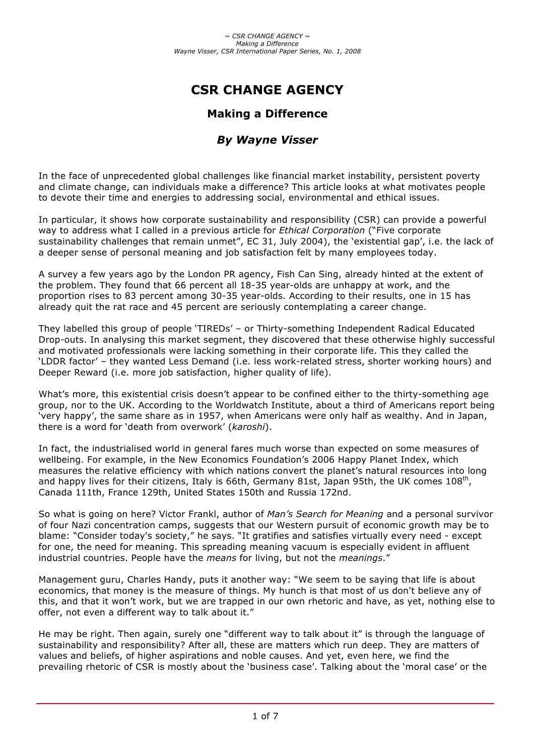# CSR CHANGE AGENCY

## Making a Difference

### *By Wayne Visser*

In the face of unprecedented global challenges like financial market instability, persistent poverty and climate change, can individuals make a difference? This article looks at what motivates people to devote their time and energies to addressing social, environmental and ethical issues.

In particular, it shows how corporate sustainability and responsibility (CSR) can provide a powerful way to address what I called in a previous article for *Ethical Corporation* ("Five corporate sustainability challenges that remain unmet", EC 31, July 2004), the 'existential gap', i.e. the lack of a deeper sense of personal meaning and job satisfaction felt by many employees today.

A survey a few years ago by the London PR agency, Fish Can Sing, already hinted at the extent of the problem. They found that 66 percent all 18-35 year-olds are unhappy at work, and the proportion rises to 83 percent among 30-35 year-olds. According to their results, one in 15 has already quit the rat race and 45 percent are seriously contemplating a career change.

They labelled this group of people 'TIREDs' – or Thirty-something Independent Radical Educated Drop-outs. In analysing this market segment, they discovered that these otherwise highly successful and motivated professionals were lacking something in their corporate life. This they called the 'LDDR factor' – they wanted Less Demand (i.e. less work-related stress, shorter working hours) and Deeper Reward (i.e. more job satisfaction, higher quality of life).

What's more, this existential crisis doesn't appear to be confined either to the thirty-something age group, nor to the UK. According to the Worldwatch Institute, about a third of Americans report being 'very happy', the same share as in 1957, when Americans were only half as wealthy. And in Japan, there is a word for 'death from overwork' (*karoshi*).

In fact, the industrialised world in general fares much worse than expected on some measures of wellbeing. For example, in the New Economics Foundation's 2006 Happy Planet Index, which measures the relative efficiency with which nations convert the planet's natural resources into long and happy lives for their citizens, Italy is 66th, Germany 81st, Japan 95th, the UK comes 108th, Canada 111th, France 129th, United States 150th and Russia 172nd.

So what is going on here? Victor Frankl, author of *Man's Search for Meaning* and a personal survivor of four Nazi concentration camps, suggests that our Western pursuit of economic growth may be to blame: "Consider today's society," he says. "It gratifies and satisfies virtually every need - except for one, the need for meaning. This spreading meaning vacuum is especially evident in affluent industrial countries. People have the *means* for living, but not the *meanings*."

Management guru, Charles Handy, puts it another way: "We seem to be saying that life is about economics, that money is the measure of things. My hunch is that most of us don't believe any of this, and that it won't work, but we are trapped in our own rhetoric and have, as yet, nothing else to offer, not even a different way to talk about it."

He may be right. Then again, surely one "different way to talk about it" is through the language of sustainability and responsibility? After all, these are matters which run deep. They are matters of values and beliefs, of higher aspirations and noble causes. And yet, even here, we find the prevailing rhetoric of CSR is mostly about the 'business case'. Talking about the 'moral case' or the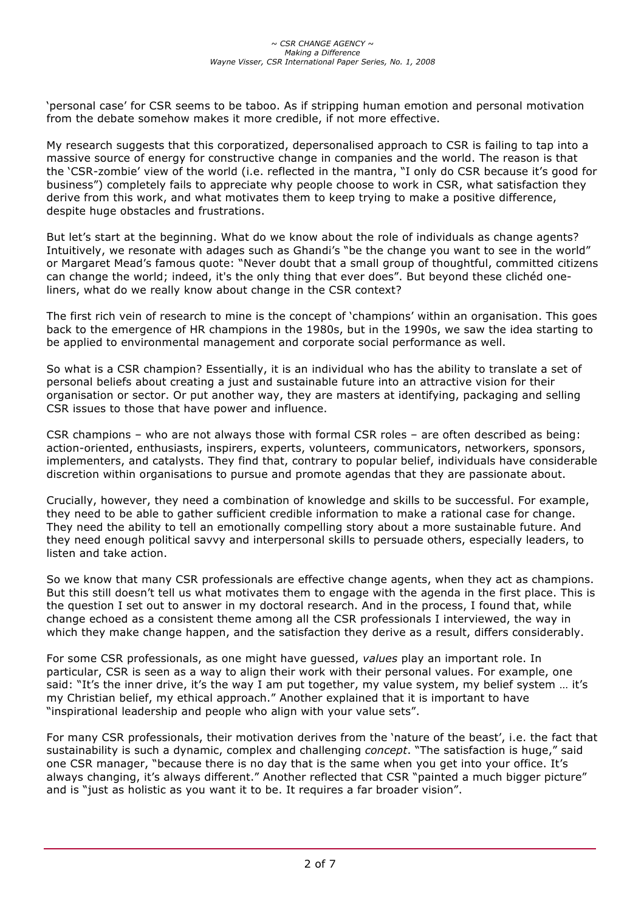'personal case' for CSR seems to be taboo. As if stripping human emotion and personal motivation from the debate somehow makes it more credible, if not more effective.

My research suggests that this corporatized, depersonalised approach to CSR is failing to tap into a massive source of energy for constructive change in companies and the world. The reason is that the 'CSR-zombie' view of the world (i.e. reflected in the mantra, "I only do CSR because it's good for business") completely fails to appreciate why people choose to work in CSR, what satisfaction they derive from this work, and what motivates them to keep trying to make a positive difference, despite huge obstacles and frustrations.

But let's start at the beginning. What do we know about the role of individuals as change agents? Intuitively, we resonate with adages such as Ghandi's "be the change you want to see in the world" or Margaret Mead's famous quote: "Never doubt that a small group of thoughtful, committed citizens can change the world; indeed, it's the only thing that ever does". But beyond these clichéd one-liners, what do we really know about change in the CSR context?

The first rich vein of research to mine is the concept of 'champions' within an organisation. This goes back to the emergence of HR champions in the 1980s, but in the 1990s, we saw the idea starting to be applied to environmental management and corporate social performance as well.

So what is a CSR champion? Essentially, it is an individual who has the ability to translate a set of personal beliefs about creating a just and sustainable future into an attractive vision for their organisation or sector. Or put another way, they are masters at identifying, packaging and selling CSR issues to those that have power and influence.

CSR champions – who are not always those with formal CSR roles – are often described as being: action-oriented, enthusiasts, inspirers, experts, volunteers, communicators, networkers, sponsors, implementers, and catalysts. They find that, contrary to popular belief, individuals have considerable discretion within organisations to pursue and promote agendas that they are passionate about.

Crucially, however, they need a combination of knowledge and skills to be successful. For example, they need to be able to gather sufficient credible information to make a rational case for change. They need the ability to tell an emotionally compelling story about a more sustainable future. And they need enough political savvy and interpersonal skills to persuade others, especially leaders, to listen and take action.

So we know that many CSR professionals are effective change agents, when they act as champions. But this still doesn't tell us what motivates them to engage with the agenda in the first place. This is the question I set out to answer in my doctoral research. And in the process, I found that, while change echoed as a consistent theme among all the CSR professionals I interviewed, the way in which they make change happen, and the satisfaction they derive as a result, differs considerably.

For some CSR professionals, as one might have guessed, *values* play an important role. In particular, CSR is seen as a way to align their work with their personal values. For example, one said: "It's the inner drive, it's the way I am put together, my value system, my belief system … it's my Christian belief, my ethical approach." Another explained that it is important to have "inspirational leadership and people who align with your value sets".

For many CSR professionals, their motivation derives from the 'nature of the beast', i.e. the fact that sustainability is such a dynamic, complex and challenging *concept*. "The satisfaction is huge," said one CSR manager, "because there is no day that is the same when you get into your office. It's always changing, it's always different." Another reflected that CSR "painted a much bigger picture" and is "just as holistic as you want it to be. It requires a far broader vision".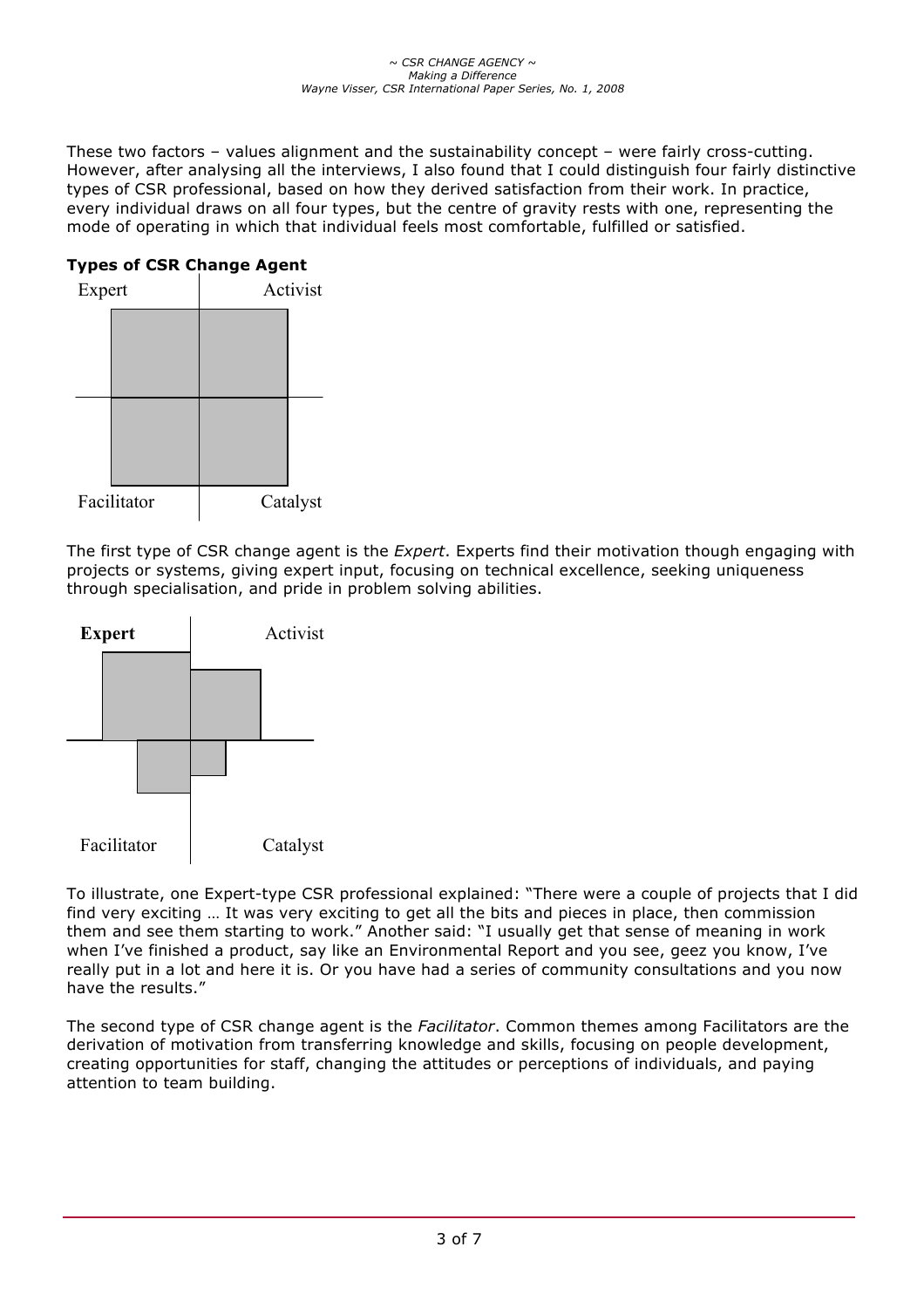These two factors – values alignment and the sustainability concept – were fairly cross-cutting. However, after analysing all the interviews, I also found that I could distinguish four fairly distinctive types of CSR professional, based on how they derived satisfaction from their work. In practice, every individual draws on all four types, but the centre of gravity rests with one, representing the mode of operating in which that individual feels most comfortable, fulfilled or satisfied.

**Types of CSR Change Agent**

Expert | Activist

Facilitator | Catalyst

The first type of CSR change agent is the *Expert*. Experts find their motivation though engaging with projects or systems, giving expert input, focusing on technical excellence, seeking uniqueness through specialisation, and pride in problem solving abilities.

**Expert** | Activist

Facilitator | Catalyst

To illustrate, one Expert-type CSR professional explained: "There were a couple of projects that I did find very exciting … It was very exciting to get all the bits and pieces in place, then commission them and see them starting to work." Another said: "I usually get that sense of meaning in work when I've finished a product, say like an Environmental Report and you see, geez you know, I've really put in a lot and here it is. Or you have had a series of community consultations and you now have the results."

The second type of CSR change agent is the *Facilitator*. Common themes among Facilitators are the derivation of motivation from transferring knowledge and skills, focusing on people development, creating opportunities for staff, changing the attitudes or perceptions of individuals, and paying attention to team building.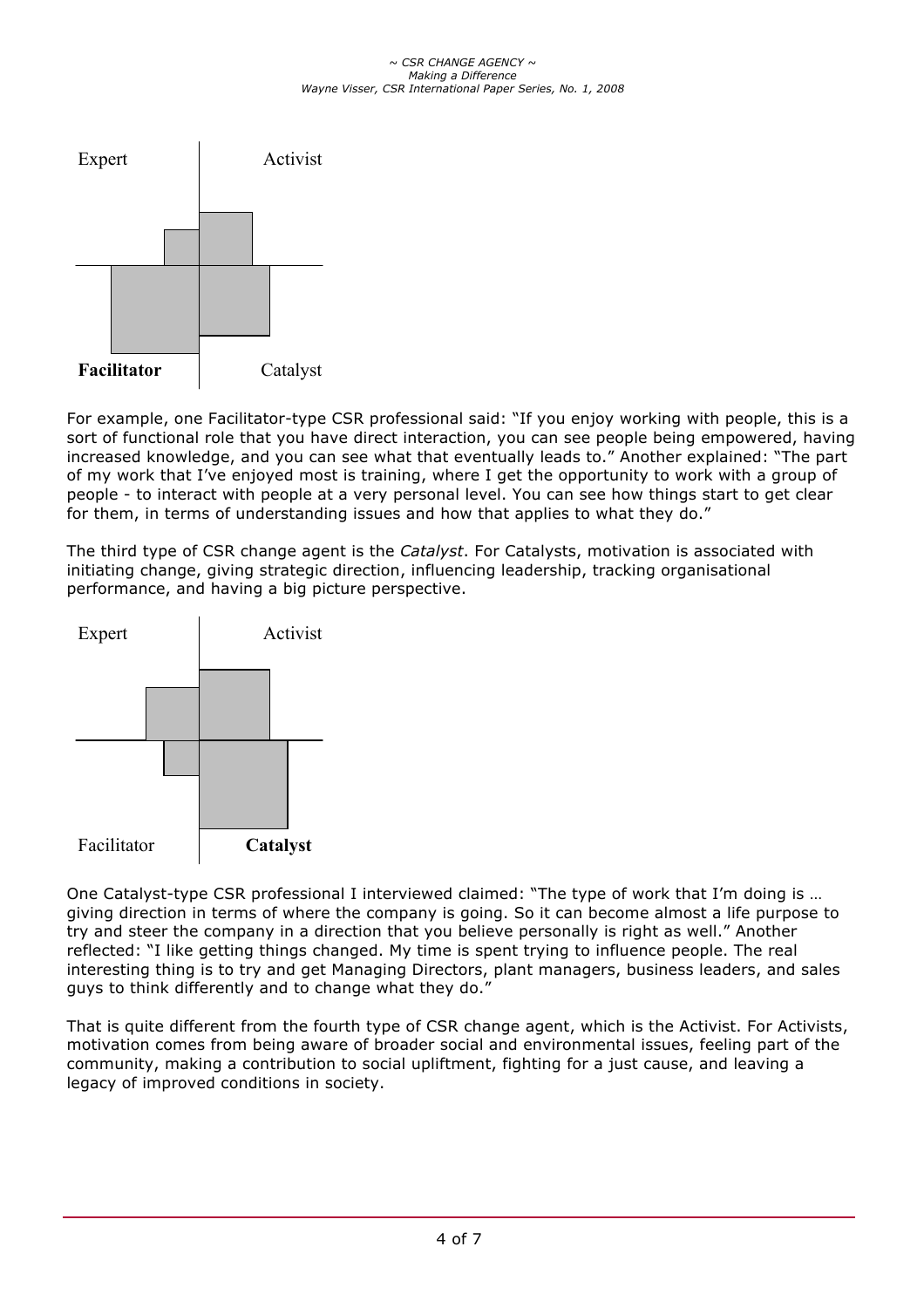Expert | Activist

**Facilitator** | Catalyst

For example, one Facilitator-type CSR professional said: "If you enjoy working with people, this is a sort of functional role that you have direct interaction, you can see people being empowered, having increased knowledge, and you can see what that eventually leads to." Another explained: "The part of my work that I've enjoyed most is training, where I get the opportunity to work with a group of people - to interact with people at a very personal level. You can see how things start to get clear for them, in terms of understanding issues and how that applies to what they do."

The third type of CSR change agent is the *Catalyst*. For Catalysts, motivation is associated with initiating change, giving strategic direction, influencing leadership, tracking organisational performance, and having a big picture perspective.

Expert | Activist

Facilitator | **Catalyst**

One Catalyst-type CSR professional I interviewed claimed: "The type of work that I'm doing is … giving direction in terms of where the company is going. So it can become almost a life purpose to try and steer the company in a direction that you believe personally is right as well." Another reflected: "I like getting things changed. My time is spent trying to influence people. The real interesting thing is to try and get Managing Directors, plant managers, business leaders, and sales guys to think differently and to change what they do."

That is quite different from the fourth type of CSR change agent, which is the Activist. For Activists, motivation comes from being aware of broader social and environmental issues, feeling part of the community, making a contribution to social upliftment, fighting for a just cause, and leaving a legacy of improved conditions in society.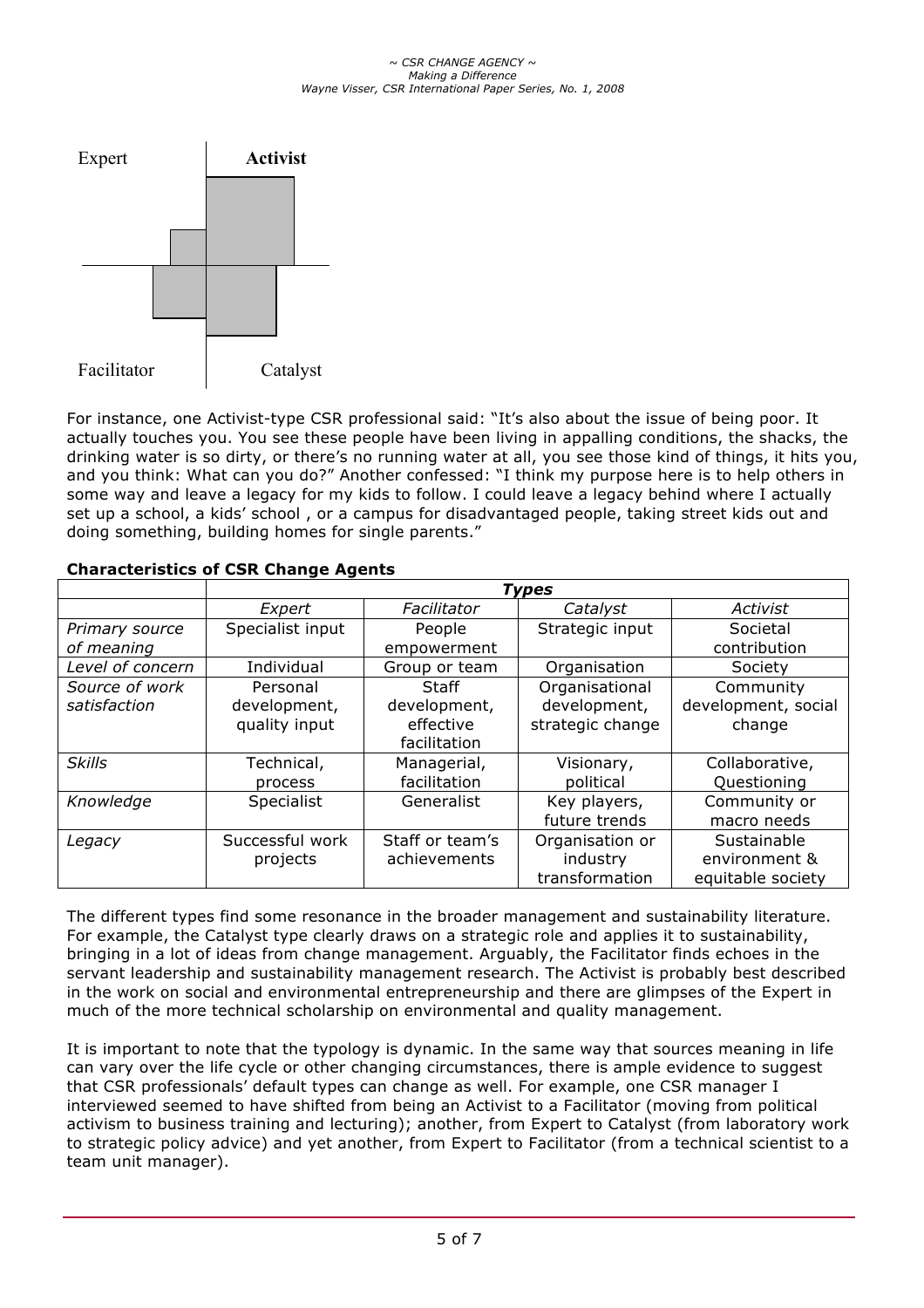Expert **Activist**

Facilitator Catalyst

For instance, one Activist-type CSR professional said: "It's also about the issue of being poor. It actually touches you. You see these people have been living in appalling conditions, the shacks, the drinking water is so dirty, or there's no running water at all, you see those kind of things, it hits you, and you think: What can you do?" Another confessed: "I think my purpose here is to help others in some way and leave a legacy for my kids to follow. I could leave a legacy behind where I actually set up a school, a kids' school , or a campus for disadvantaged people, taking street kids out and doing something, building homes for single parents."

**Characteristics of CSR Change Agents**

| | ***Types*** | | | |
|---|---|---|---|---|
| | *Expert* | *Facilitator* | *Catalyst* | *Activist* |
| *Primary source of meaning* | Specialist input | People empowerment | Strategic input | Societal contribution |
| *Level of concern* | Individual | Group or team | Organisation | Society |
| *Source of work satisfaction* | Personal development, quality input | Staff development, effective facilitation | Organisational development, strategic change | Community development, social change |
| *Skills* | Technical, process | Managerial, facilitation | Visionary, political | Collaborative, Questioning |
| *Knowledge* | Specialist | Generalist | Key players, future trends | Community or macro needs |
| *Legacy* | Successful work projects | Staff or team's achievements | Organisation or industry transformation | Sustainable environment & equitable society |

The different types find some resonance in the broader management and sustainability literature. For example, the Catalyst type clearly draws on a strategic role and applies it to sustainability, bringing in a lot of ideas from change management. Arguably, the Facilitator finds echoes in the servant leadership and sustainability management research. The Activist is probably best described in the work on social and environmental entrepreneurship and there are glimpses of the Expert in much of the more technical scholarship on environmental and quality management.

It is important to note that the typology is dynamic. In the same way that sources meaning in life can vary over the life cycle or other changing circumstances, there is ample evidence to suggest that CSR professionals' default types can change as well. For example, one CSR manager I interviewed seemed to have shifted from being an Activist to a Facilitator (moving from political activism to business training and lecturing); another, from Expert to Catalyst (from laboratory work to strategic policy advice) and yet another, from Expert to Facilitator (from a technical scientist to a team unit manager).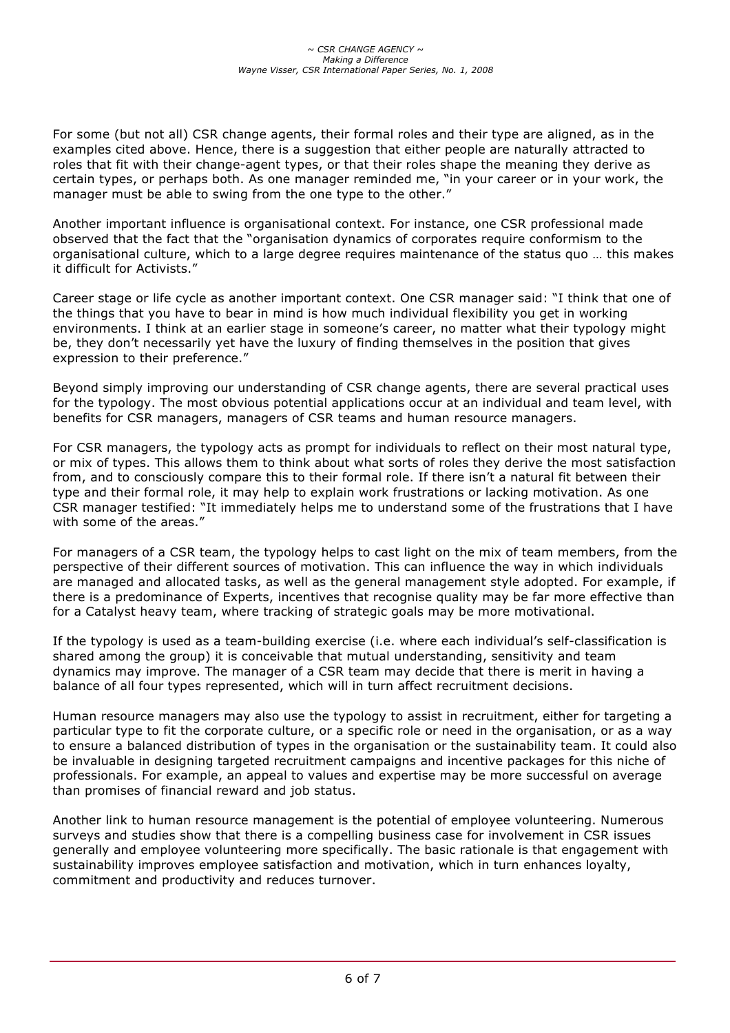For some (but not all) CSR change agents, their formal roles and their type are aligned, as in the examples cited above. Hence, there is a suggestion that either people are naturally attracted to roles that fit with their change-agent types, or that their roles shape the meaning they derive as certain types, or perhaps both. As one manager reminded me, "in your career or in your work, the manager must be able to swing from the one type to the other."

Another important influence is organisational context. For instance, one CSR professional made observed that the fact that the "organisation dynamics of corporates require conformism to the organisational culture, which to a large degree requires maintenance of the status quo … this makes it difficult for Activists."

Career stage or life cycle as another important context. One CSR manager said: "I think that one of the things that you have to bear in mind is how much individual flexibility you get in working environments. I think at an earlier stage in someone's career, no matter what their typology might be, they don't necessarily yet have the luxury of finding themselves in the position that gives expression to their preference."

Beyond simply improving our understanding of CSR change agents, there are several practical uses for the typology. The most obvious potential applications occur at an individual and team level, with benefits for CSR managers, managers of CSR teams and human resource managers.

For CSR managers, the typology acts as prompt for individuals to reflect on their most natural type, or mix of types. This allows them to think about what sorts of roles they derive the most satisfaction from, and to consciously compare this to their formal role. If there isn't a natural fit between their type and their formal role, it may help to explain work frustrations or lacking motivation. As one CSR manager testified: "It immediately helps me to understand some of the frustrations that I have with some of the areas."

For managers of a CSR team, the typology helps to cast light on the mix of team members, from the perspective of their different sources of motivation. This can influence the way in which individuals are managed and allocated tasks, as well as the general management style adopted. For example, if there is a predominance of Experts, incentives that recognise quality may be far more effective than for a Catalyst heavy team, where tracking of strategic goals may be more motivational.

If the typology is used as a team-building exercise (i.e. where each individual's self-classification is shared among the group) it is conceivable that mutual understanding, sensitivity and team dynamics may improve. The manager of a CSR team may decide that there is merit in having a balance of all four types represented, which will in turn affect recruitment decisions.

Human resource managers may also use the typology to assist in recruitment, either for targeting a particular type to fit the corporate culture, or a specific role or need in the organisation, or as a way to ensure a balanced distribution of types in the organisation or the sustainability team. It could also be invaluable in designing targeted recruitment campaigns and incentive packages for this niche of professionals. For example, an appeal to values and expertise may be more successful on average than promises of financial reward and job status.

Another link to human resource management is the potential of employee volunteering. Numerous surveys and studies show that there is a compelling business case for involvement in CSR issues generally and employee volunteering more specifically. The basic rationale is that engagement with sustainability improves employee satisfaction and motivation, which in turn enhances loyalty, commitment and productivity and reduces turnover.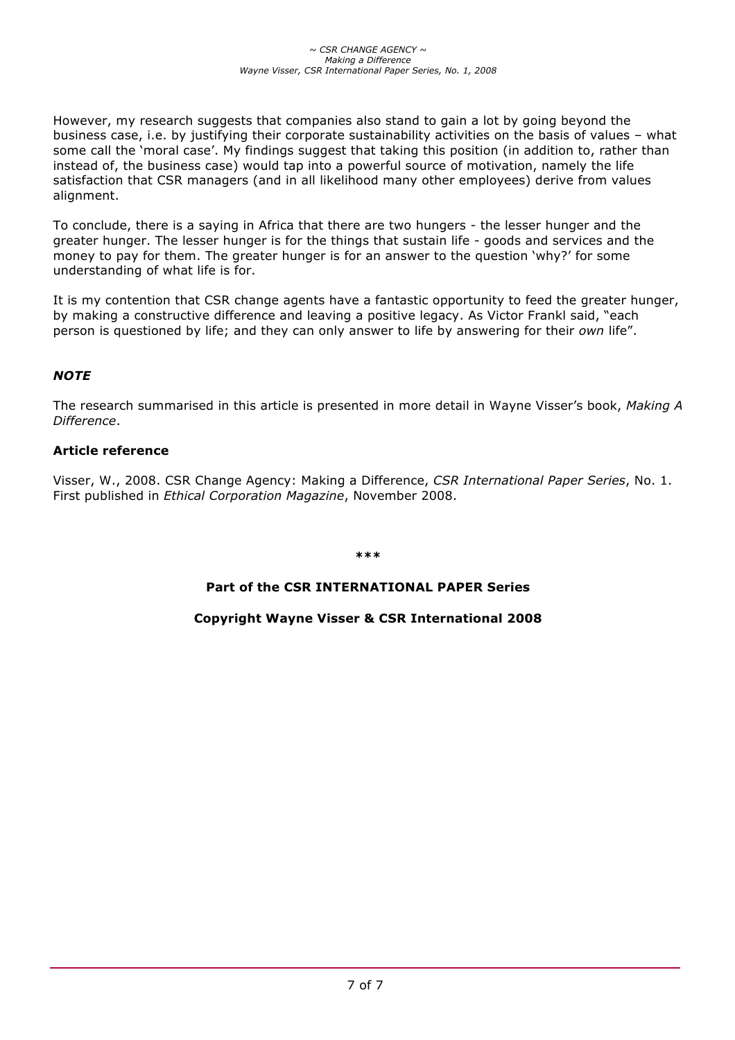However, my research suggests that companies also stand to gain a lot by going beyond the business case, i.e. by justifying their corporate sustainability activities on the basis of values – what some call the 'moral case'. My findings suggest that taking this position (in addition to, rather than instead of, the business case) would tap into a powerful source of motivation, namely the life satisfaction that CSR managers (and in all likelihood many other employees) derive from values alignment.

To conclude, there is a saying in Africa that there are two hungers - the lesser hunger and the greater hunger. The lesser hunger is for the things that sustain life - goods and services and the money to pay for them. The greater hunger is for an answer to the question 'why?' for some understanding of what life is for.

It is my contention that CSR change agents have a fantastic opportunity to feed the greater hunger, by making a constructive difference and leaving a positive legacy. As Victor Frankl said, "each person is questioned by life; and they can only answer to life by answering for their *own* life".

### ***NOTE***

The research summarised in this article is presented in more detail in Wayne Visser's book, *Making A Difference*.

### **Article reference**

Visser, W., 2008. CSR Change Agency: Making a Difference, *CSR International Paper Series*, No. 1. First published in *Ethical Corporation Magazine*, November 2008.

***

**Part of the CSR INTERNATIONAL PAPER Series**

**Copyright Wayne Visser & CSR International 2008**